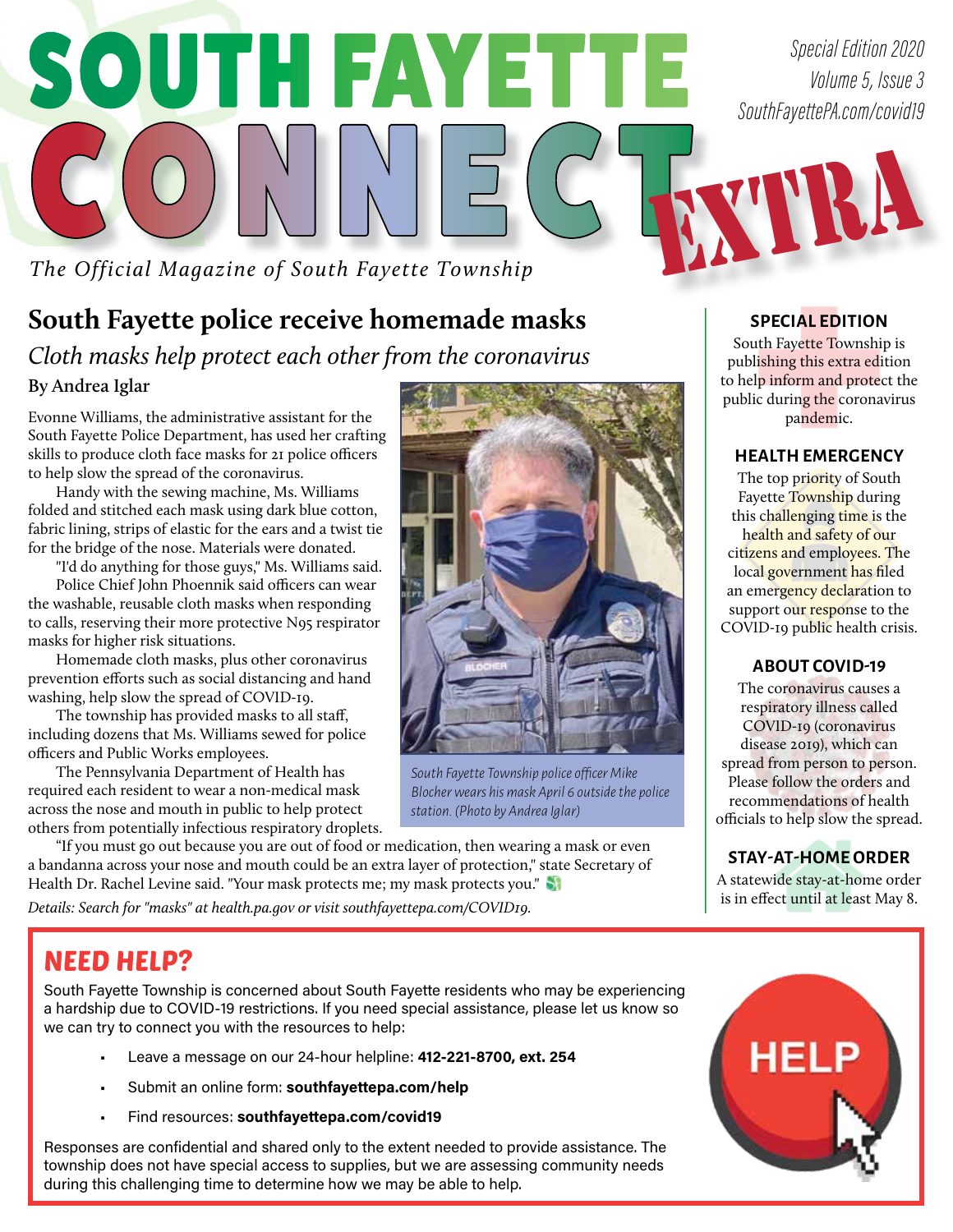# SOUTH FAYETTE CONNECT EXTRA

*Special Edition 2020*
*Volume 5, Issue 3*
*SouthFayettePA.com/covid19*

*The Official Magazine of South Fayette Township*

## South Fayette police receive homemade masks

*Cloth masks help protect each other from the coronavirus*

**By Andrea Iglar**

Evonne Williams, the administrative assistant for the South Fayette Police Department, has used her crafting skills to produce cloth face masks for 21 police officers to help slow the spread of the coronavirus.

Handy with the sewing machine, Ms. Williams folded and stitched each mask using dark blue cotton, fabric lining, strips of elastic for the ears and a twist tie for the bridge of the nose. Materials were donated.

"I'd do anything for those guys," Ms. Williams said.

Police Chief John Phoennik said officers can wear the washable, reusable cloth masks when responding to calls, reserving their more protective N95 respirator masks for higher risk situations.

Homemade cloth masks, plus other coronavirus prevention efforts such as social distancing and hand washing, help slow the spread of COVID-19.

The township has provided masks to all staff, including dozens that Ms. Williams sewed for police officers and Public Works employees.

The Pennsylvania Department of Health has required each resident to wear a non-medical mask across the nose and mouth in public to help protect others from potentially infectious respiratory droplets.

"If you must go out because you are out of food or medication, then wearing a mask or even a bandanna across your nose and mouth could be an extra layer of protection," state Secretary of Health Dr. Rachel Levine said. "Your mask protects me; my mask protects you."

*Details: Search for "masks" at health.pa.gov or visit southfayettepa.com/COVID19.*

*South Fayette Township police officer Mike Blocher wears his mask April 6 outside the police station. (Photo by Andrea Iglar)*

### SPECIAL EDITION

South Fayette Township is publishing this extra edition to help inform and protect the public during the coronavirus pandemic.

### HEALTH EMERGENCY

The top priority of South Fayette Township during this challenging time is the health and safety of our citizens and employees. The local government has filed an emergency declaration to support our response to the COVID-19 public health crisis.

### ABOUT COVID-19

The coronavirus causes a respiratory illness called COVID-19 (coronavirus disease 2019), which can spread from person to person. Please follow the orders and recommendations of health officials to help slow the spread.

### STAY-AT-HOME ORDER

A statewide stay-at-home order is in effect until at least May 8.

## NEED HELP?

South Fayette Township is concerned about South Fayette residents who may be experiencing a hardship due to COVID-19 restrictions. If you need special assistance, please let us know so we can try to connect you with the resources to help:

- Leave a message on our 24-hour helpline: **412-221-8700, ext. 254**
- Submit an online form: **southfayettepa.com/help**
- Find resources: **southfayettepa.com/covid19**

Responses are confidential and shared only to the extent needed to provide assistance. The township does not have special access to supplies, but we are assessing community needs during this challenging time to determine how we may be able to help.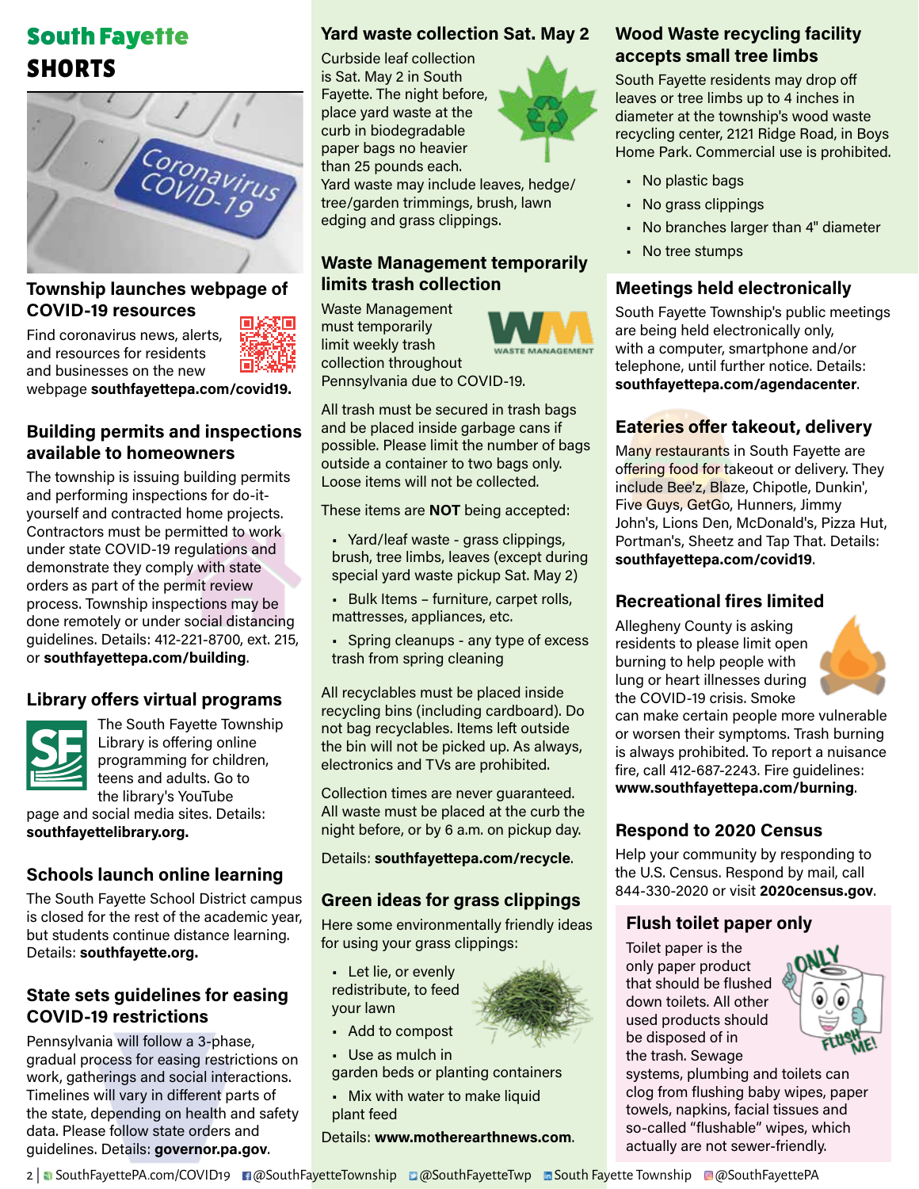# South Fayette SHORTS

## Township launches webpage of COVID-19 resources

Find coronavirus news, alerts, and resources for residents and businesses on the new webpage **southfayettepa.com/covid19.**

## Building permits and inspections available to homeowners

The township is issuing building permits and performing inspections for do-it-yourself and contracted home projects. Contractors must be permitted to work under state COVID-19 regulations and demonstrate they comply with state orders as part of the permit review process. Township inspections may be done remotely or under social distancing guidelines. Details: 412-221-8700, ext. 215, or **southfayettepa.com/building**.

## Library offers virtual programs

The South Fayette Township Library is offering online programming for children, teens and adults. Go to the library's YouTube page and social media sites. Details: **southfayettelibrary.org.**

## Schools launch online learning

The South Fayette School District campus is closed for the rest of the academic year, but students continue distance learning. Details: **southfayette.org.**

## State sets guidelines for easing COVID-19 restrictions

Pennsylvania will follow a 3-phase, gradual process for easing restrictions on work, gatherings and social interactions. Timelines will vary in different parts of the state, depending on health and safety data. Please follow state orders and guidelines. Details: **governor.pa.gov**.

## Yard waste collection Sat. May 2

Curbside leaf collection is Sat. May 2 in South Fayette. The night before, place yard waste at the curb in biodegradable paper bags no heavier than 25 pounds each. Yard waste may include leaves, hedge/tree/garden trimmings, brush, lawn edging and grass clippings.

## Waste Management temporarily limits trash collection

Waste Management must temporarily limit weekly trash collection throughout Pennsylvania due to COVID-19.

All trash must be secured in trash bags and be placed inside garbage cans if possible. Please limit the number of bags outside a container to two bags only. Loose items will not be collected.

These items are **NOT** being accepted:

- Yard/leaf waste - grass clippings, brush, tree limbs, leaves (except during special yard waste pickup Sat. May 2)
- Bulk Items – furniture, carpet rolls, mattresses, appliances, etc.
- Spring cleanups - any type of excess trash from spring cleaning

All recyclables must be placed inside recycling bins (including cardboard). Do not bag recyclables. Items left outside the bin will not be picked up. As always, electronics and TVs are prohibited.

Collection times are never guaranteed. All waste must be placed at the curb the night before, or by 6 a.m. on pickup day.

Details: **southfayettepa.com/recycle**.

## Green ideas for grass clippings

Here some environmentally friendly ideas for using your grass clippings:

- Let lie, or evenly redistribute, to feed your lawn
- Add to compost
- Use as mulch in garden beds or planting containers
- Mix with water to make liquid plant feed

Details: **www.motherearthnews.com**.

## Wood Waste recycling facility accepts small tree limbs

South Fayette residents may drop off leaves or tree limbs up to 4 inches in diameter at the township's wood waste recycling center, 2121 Ridge Road, in Boys Home Park. Commercial use is prohibited.

- No plastic bags
- No grass clippings
- No branches larger than 4" diameter
- No tree stumps

## Meetings held electronically

South Fayette Township's public meetings are being held electronically only, with a computer, smartphone and/or telephone, until further notice. Details: **southfayettepa.com/agendacenter**.

## Eateries offer takeout, delivery

Many restaurants in South Fayette are offering food for takeout or delivery. They include Bee'z, Blaze, Chipotle, Dunkin', Five Guys, GetGo, Hunners, Jimmy John's, Lions Den, McDonald's, Pizza Hut, Portman's, Sheetz and Tap That. Details: **southfayettepa.com/covid19**.

## Recreational fires limited

Allegheny County is asking residents to please limit open burning to help people with lung or heart illnesses during the COVID-19 crisis. Smoke can make certain people more vulnerable or worsen their symptoms. Trash burning is always prohibited. To report a nuisance fire, call 412-687-2243. Fire guidelines: **www.southfayettepa.com/burning**.

## Respond to 2020 Census

Help your community by responding to the U.S. Census. Respond by mail, call 844-330-2020 or visit **2020census.gov**.

## Flush toilet paper only

Toilet paper is the only paper product that should be flushed down toilets. All other used products should be disposed of in the trash. Sewage systems, plumbing and toilets can clog from flushing baby wipes, paper towels, napkins, facial tissues and so-called "flushable" wipes, which actually are not sewer-friendly.

SouthFayettePA.com/COVID19 @SouthFayetteTownship @SouthFayetteTwp South Fayette Township @SouthFayettePA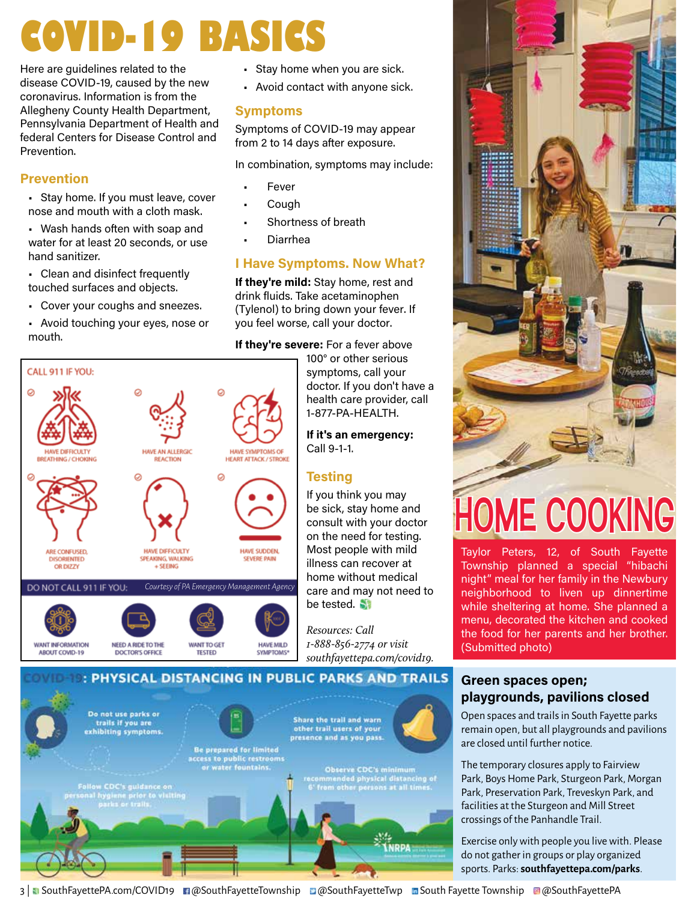# COVID-19 BASICS

Here are guidelines related to the disease COVID-19, caused by the new coronavirus. Information is from the Allegheny County Health Department, Pennsylvania Department of Health and federal Centers for Disease Control and Prevention.

## Prevention

- Stay home. If you must leave, cover nose and mouth with a cloth mask.
- Wash hands often with soap and water for at least 20 seconds, or use hand sanitizer.
- Clean and disinfect frequently touched surfaces and objects.
- Cover your coughs and sneezes.
- Avoid touching your eyes, nose or mouth.
- Stay home when you are sick.
- Avoid contact with anyone sick.

## Symptoms

Symptoms of COVID-19 may appear from 2 to 14 days after exposure.

In combination, symptoms may include:

- Fever
- Cough
- Shortness of breath
- Diarrhea

## I Have Symptoms. Now What?

**If they're mild:** Stay home, rest and drink fluids. Take acetaminophen (Tylenol) to bring down your fever. If you feel worse, call your doctor.

**If they're severe:** For a fever above 100° or other serious symptoms, call your doctor. If you don't have a health care provider, call 1-877-PA-HEALTH.

**If it's an emergency:** Call 9-1-1.

CALL 911 IF YOU:

- HAVE DIFFICULTY BREATHING / CHOKING
- HAVE AN ALLERGIC REACTION
- HAVE SYMPTOMS OF HEART ATTACK / STROKE
- ARE CONFUSED, DISORIENTED OR DIZZY
- HAVE DIFFICULTY SPEAKING, WALKING + SEEING
- HAVE SUDDEN, SEVERE PAIN

DO NOT CALL 911 IF YOU: *Courtesy of PA Emergency Management Agency*

- WANT INFORMATION ABOUT COVID-19
- NEED A RIDE TO THE DOCTOR'S OFFICE
- WANT TO GET TESTED
- HAVE MILD SYMPTOMS*

## Testing

If you think you may be sick, stay home and consult with your doctor on the need for testing. Most people with mild illness can recover at home without medical care and may not need to be tested.

*Resources: Call 1-888-856-2774 or visit southfayettepa.com/covid19.*

# HOME COOKING

Taylor Peters, 12, of South Fayette Township planned a special "hibachi night" meal for her family in the Newbury neighborhood to liven up dinnertime while sheltering at home. She planned a menu, decorated the kitchen and cooked the food for her parents and her brother. (Submitted photo)

## COVID-19: PHYSICAL DISTANCING IN PUBLIC PARKS AND TRAILS

- Do not use parks or trails if you are exhibiting symptoms.
- Follow CDC's guidance on personal hygiene prior to visiting parks or trails.
- Be prepared for limited access to public restrooms or water fountains.
- Share the trail and warn other trail users of your presence and as you pass.
- Observe CDC's minimum recommended physical distancing of 6' from other persons at all times.

NRPA

## Green spaces open; playgrounds, pavilions closed

Open spaces and trails in South Fayette parks remain open, but all playgrounds and pavilions are closed until further notice.

The temporary closures apply to Fairview Park, Boys Home Park, Sturgeon Park, Morgan Park, Preservation Park, Treveskyn Park, and facilities at the Sturgeon and Mill Street crossings of the Panhandle Trail.

Exercise only with people you live with. Please do not gather in groups or play organized sports. Parks: **southfayettepa.com/parks**.

SouthFayettePA.com/COVID19 | @SouthFayetteTownship | @SouthFayetteTwp | South Fayette Township | @SouthFayettePA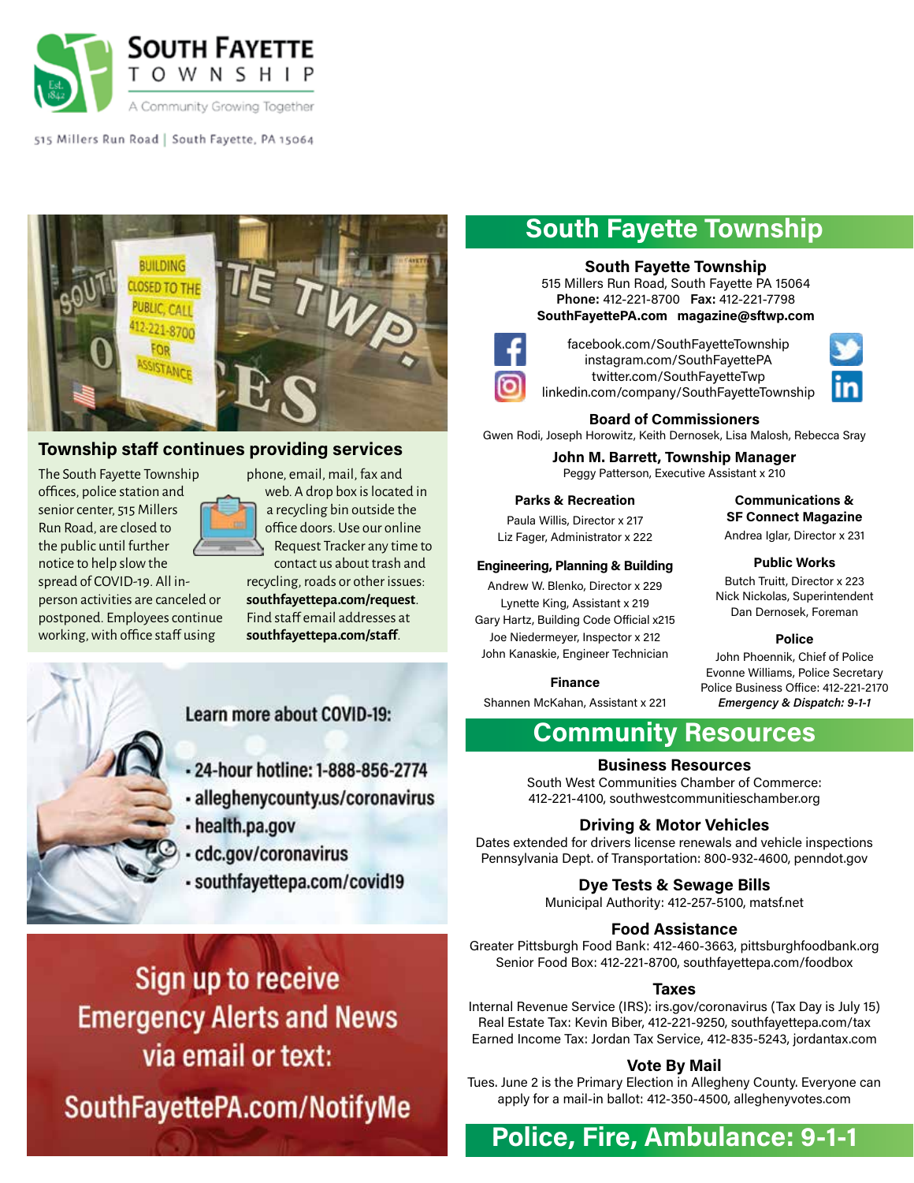# SOUTH FAYETTE TOWNSHIP

A Community Growing Together

515 Millers Run Road | South Fayette, PA 15064

BUILDING CLOSED TO THE PUBLIC, CALL 412-221-8700 FOR ASSISTANCE

## Township staff continues providing services

The South Fayette Township offices, police station and senior center, 515 Millers Run Road, are closed to the public until further notice to help slow the spread of COVID-19. All in-person activities are canceled or postponed. Employees continue working, with office staff using phone, email, mail, fax and web. A drop box is located in a recycling bin outside the office doors. Use our online Request Tracker any time to contact us about trash and recycling, roads or other issues: **southfayettepa.com/request**. Find staff email addresses at **southfayettepa.com/staff**.

Learn more about COVID-19:

- 24-hour hotline: 1-888-856-2774
- alleghenycounty.us/coronavirus
- health.pa.gov
- cdc.gov/coronavirus
- southfayettepa.com/covid19

Sign up to receive Emergency Alerts and News via email or text:

SouthFayettePA.com/NotifyMe

## South Fayette Township

**South Fayette Township**
515 Millers Run Road, South Fayette PA 15064
**Phone:** 412-221-8700 **Fax:** 412-221-7798
**SouthFayettePA.com magazine@sftwp.com**

facebook.com/SouthFayetteTownship
instagram.com/SouthFayettePA
twitter.com/SouthFayetteTwp
linkedin.com/company/SouthFayetteTownship

**Board of Commissioners**
Gwen Rodi, Joseph Horowitz, Keith Dernosek, Lisa Malosh, Rebecca Sray

**John M. Barrett, Township Manager**
Peggy Patterson, Executive Assistant x 210

**Parks & Recreation**
Paula Willis, Director x 217
Liz Fager, Administrator x 222

**Engineering, Planning & Building**
Andrew W. Blenko, Director x 229
Lynette King, Assistant x 219
Gary Hartz, Building Code Official x215
Joe Niedermeyer, Inspector x 212
John Kanaskie, Engineer Technician

**Finance**
Shannen McKahan, Assistant x 221

**Communications & SF Connect Magazine**
Andrea Iglar, Director x 231

**Public Works**
Butch Truitt, Director x 223
Nick Nickolas, Superintendent
Dan Dernosek, Foreman

**Police**
John Phoennik, Chief of Police
Evonne Williams, Police Secretary
Police Business Office: 412-221-2170
***Emergency & Dispatch: 9-1-1***

## Community Resources

**Business Resources**
South West Communities Chamber of Commerce: 412-221-4100, southwestcommunitieschamber.org

**Driving & Motor Vehicles**
Dates extended for drivers license renewals and vehicle inspections
Pennsylvania Dept. of Transportation: 800-932-4600, penndot.gov

**Dye Tests & Sewage Bills**
Municipal Authority: 412-257-5100, matsf.net

**Food Assistance**
Greater Pittsburgh Food Bank: 412-460-3663, pittsburghfoodbank.org
Senior Food Box: 412-221-8700, southfayettepa.com/foodbox

**Taxes**
Internal Revenue Service (IRS): irs.gov/coronavirus (Tax Day is July 15)
Real Estate Tax: Kevin Biber, 412-221-9250, southfayettepa.com/tax
Earned Income Tax: Jordan Tax Service, 412-835-5243, jordantax.com

**Vote By Mail**
Tues. June 2 is the Primary Election in Allegheny County. Everyone can apply for a mail-in ballot: 412-350-4500, alleghenyvotes.com

## Police, Fire, Ambulance: 9-1-1